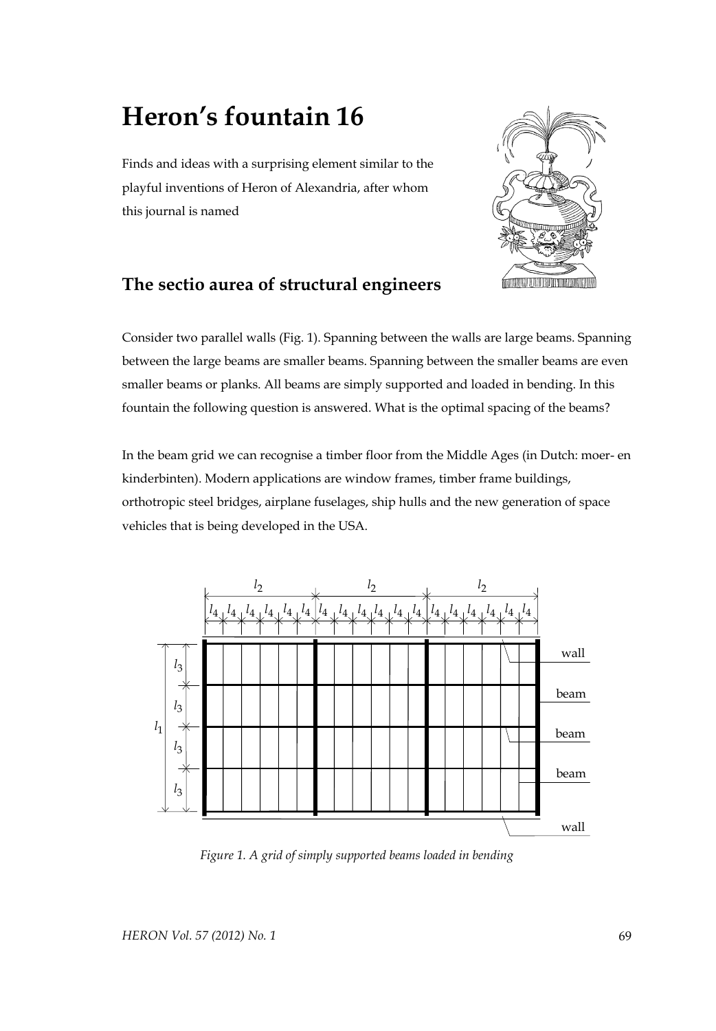# Heron's fountain 16

Finds and ideas with a surprising element similar to the playful inventions of Heron of Alexandria, after whom this journal is named

## The sectio aurea of structural engineers

Consider two parallel walls (Fig. 1). Spanning between the walls are large beams. Spanning between the large beams are smaller beams. Spanning between the smaller beams are even smaller beams or planks. All beams are simply supported and loaded in bending. In this fountain the following question is answered. What is the optimal spacing of the beams?

In the beam grid we can recognise a timber floor from the Middle Ages (in Dutch: moer- en kinderbinten). Modern applications are window frames, timber frame buildings, orthotropic steel bridges, airplane fuselages, ship hulls and the new generation of space vehicles that is being developed in the USA.

*Figure 1. A grid of simply supported beams loaded in bending*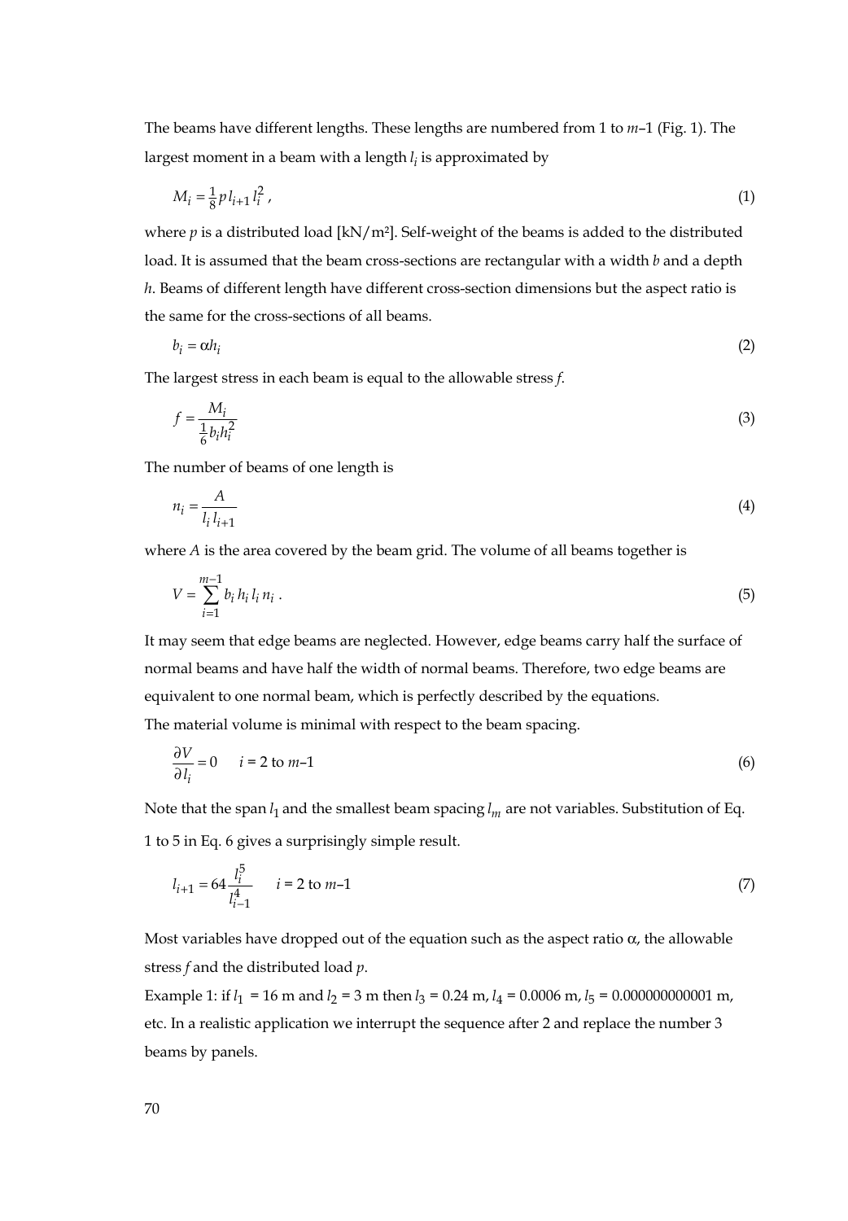The beams have different lengths. These lengths are numbered from 1 to $m$–1 (Fig. 1). The largest moment in a beam with a length $l_i$ is approximated by

$$M_i = \frac{1}{8} p\, l_{i+1}\, l_i^2 \,, \tag{1}$$

where $p$ is a distributed load [kN/m²]. Self-weight of the beams is added to the distributed load. It is assumed that the beam cross-sections are rectangular with a width $b$ and a depth $h$. Beams of different length have different cross-section dimensions but the aspect ratio is the same for the cross-sections of all beams.

$$b_i = \alpha h_i \tag{2}$$

The largest stress in each beam is equal to the allowable stress $f$.

$$f = \frac{M_i}{\frac{1}{6} b_i h_i^2} \tag{3}$$

The number of beams of one length is

$$n_i = \frac{A}{l_i\, l_{i+1}} \tag{4}$$

where $A$ is the area covered by the beam grid. The volume of all beams together is

$$V = \sum_{i=1}^{m-1} b_i\, h_i\, l_i\, n_i \,. \tag{5}$$

It may seem that edge beams are neglected. However, edge beams carry half the surface of normal beams and have half the width of normal beams. Therefore, two edge beams are equivalent to one normal beam, which is perfectly described by the equations.

The material volume is minimal with respect to the beam spacing.

$$\frac{\partial V}{\partial l_i} = 0 \qquad i = 2 \text{ to } m\text{–}1 \tag{6}$$

Note that the span $l_1$ and the smallest beam spacing $l_m$ are not variables. Substitution of Eq. 1 to 5 in Eq. 6 gives a surprisingly simple result.

$$l_{i+1} = 64 \frac{l_i^5}{l_{i-1}^4} \qquad i = 2 \text{ to } m\text{–}1 \tag{7}$$

Most variables have dropped out of the equation such as the aspect ratio $\alpha$, the allowable stress $f$ and the distributed load $p$.

Example 1: if $l_1$ = 16 m and $l_2$ = 3 m then $l_3$ = 0.24 m, $l_4$ = 0.0006 m, $l_5$ = 0.000000000001 m, etc. In a realistic application we interrupt the sequence after 2 and replace the number 3 beams by panels.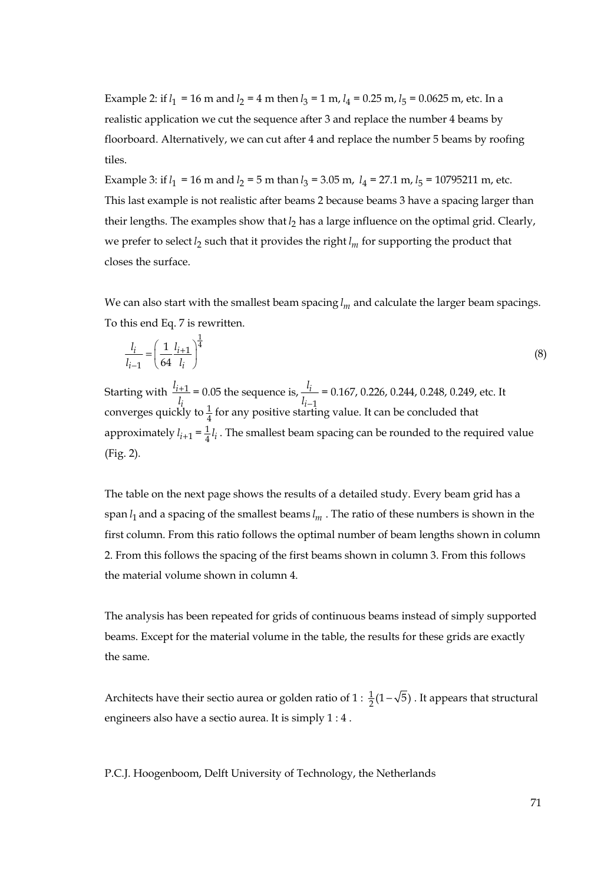Example 2: if $l_1$ = 16 m and $l_2$ = 4 m then $l_3$ = 1 m, $l_4$ = 0.25 m, $l_5$ = 0.0625 m, etc. In a realistic application we cut the sequence after 3 and replace the number 4 beams by floorboard. Alternatively, we can cut after 4 and replace the number 5 beams by roofing tiles.

Example 3: if $l_1$ = 16 m and $l_2$ = 5 m than $l_3$ = 3.05 m, $l_4$ = 27.1 m, $l_5$ = 10795211 m, etc. This last example is not realistic after beams 2 because beams 3 have a spacing larger than their lengths. The examples show that $l_2$ has a large influence on the optimal grid. Clearly, we prefer to select $l_2$ such that it provides the right $l_m$ for supporting the product that closes the surface.

We can also start with the smallest beam spacing $l_m$ and calculate the larger beam spacings. To this end Eq. 7 is rewritten.

$$\frac{l_i}{l_{i-1}} = \left( \frac{1}{64} \frac{l_{i+1}}{l_i} \right)^{\frac{1}{4}} \tag{8}$$

Starting with $\frac{l_{i+1}}{l_i}$ = 0.05 the sequence is, $\frac{l_i}{l_{i-1}}$ = 0.167, 0.226, 0.244, 0.248, 0.249, etc. It converges quickly to $\frac{1}{4}$ for any positive starting value. It can be concluded that approximately $l_{i+1} = \frac{1}{4} l_i$. The smallest beam spacing can be rounded to the required value (Fig. 2).

The table on the next page shows the results of a detailed study. Every beam grid has a span $l_1$ and a spacing of the smallest beams $l_m$. The ratio of these numbers is shown in the first column. From this ratio follows the optimal number of beam lengths shown in column 2. From this follows the spacing of the first beams shown in column 3. From this follows the material volume shown in column 4.

The analysis has been repeated for grids of continuous beams instead of simply supported beams. Except for the material volume in the table, the results for these grids are exactly the same.

Architects have their sectio aurea or golden ratio of 1 : $\frac{1}{2}(1-\sqrt{5})$. It appears that structural engineers also have a sectio aurea. It is simply 1 : 4 .

P.C.J. Hoogenboom, Delft University of Technology, the Netherlands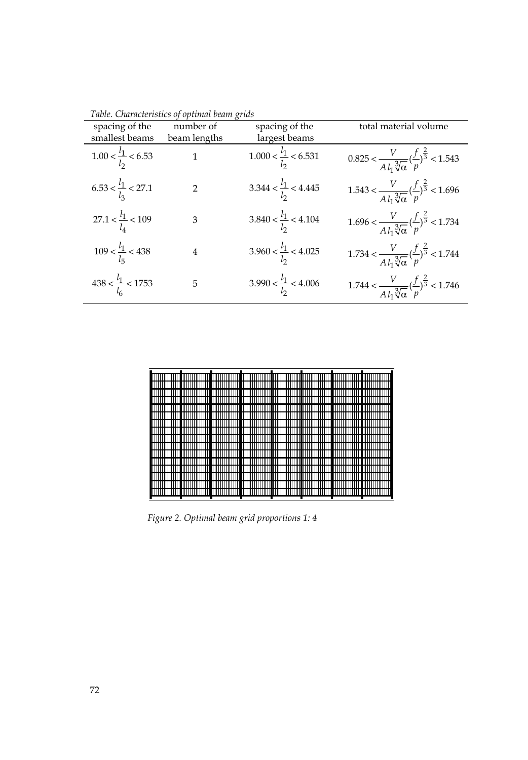*Table. Characteristics of optimal beam grids*

| spacing of the smallest beams | number of beam lengths | spacing of the largest beams | total material volume |
|---|---|---|---|
| $1.00 < \frac{l_1}{l_2} < 6.53$ | 1 | $1.000 < \frac{l_1}{l_2} < 6.531$ | $0.825 < \frac{V}{A l_1 \sqrt[3]{\alpha}} (\frac{f}{p})^{\frac{2}{3}} < 1.543$ |
| $6.53 < \frac{l_1}{l_3} < 27.1$ | 2 | $3.344 < \frac{l_1}{l_2} < 4.445$ | $1.543 < \frac{V}{A l_1 \sqrt[3]{\alpha}} (\frac{f}{p})^{\frac{2}{3}} < 1.696$ |
| $27.1 < \frac{l_1}{l_4} < 109$ | 3 | $3.840 < \frac{l_1}{l_2} < 4.104$ | $1.696 < \frac{V}{A l_1 \sqrt[3]{\alpha}} (\frac{f}{p})^{\frac{2}{3}} < 1.734$ |
| $109 < \frac{l_1}{l_5} < 438$ | 4 | $3.960 < \frac{l_1}{l_2} < 4.025$ | $1.734 < \frac{V}{A l_1 \sqrt[3]{\alpha}} (\frac{f}{p})^{\frac{2}{3}} < 1.744$ |
| $438 < \frac{l_1}{l_6} < 1753$ | 5 | $3.990 < \frac{l_1}{l_2} < 4.006$ | $1.744 < \frac{V}{A l_1 \sqrt[3]{\alpha}} (\frac{f}{p})^{\frac{2}{3}} < 1.746$ |

*Figure 2. Optimal beam grid proportions 1: 4*